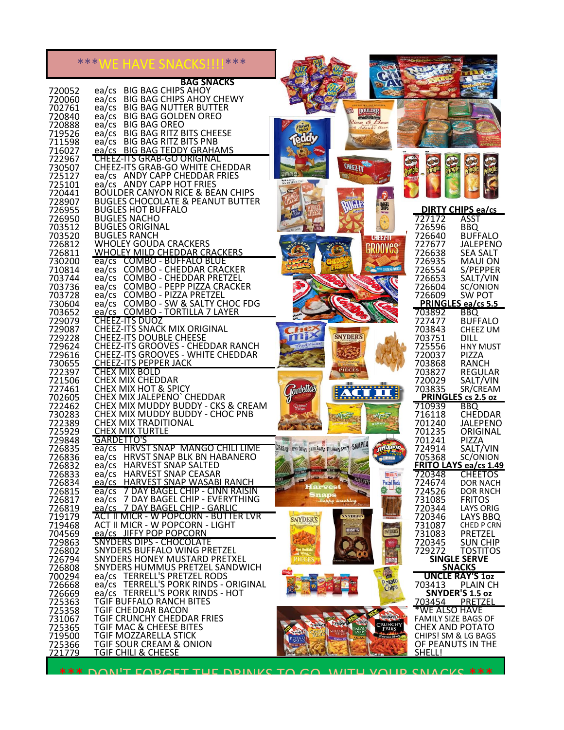# ***WE HAVE SNACKS!!!!***

## BAG SNACKS

| Item # | | Description |
|---|---|---|
| 720052 | ea/cs | BIG BAG CHIPS AHOY |
| 720060 | ea/cs | BIG BAG CHIPS AHOY CHEWY |
| 702761 | ea/cs | BIG BAG NUTTER BUTTER |
| 720840 | ea/cs | BIG BAG GOLDEN OREO |
| 720888 | ea/cs | BIG BAG OREO |
| 719526 | ea/cs | BIG BAG RITZ BITS CHEESE |
| 711598 | ea/cs | BIG BAG RITZ BITS PNB |
| 716027 | ea/cs | BIG BAG TEDDY GRAHAMS |
| 722967 | | CHEEZ-ITS GRAB-GO ORIGINAL |
| 730507 | | CHEEZ-ITS GRAB-GO WHITE CHEDDAR |
| 725127 | ea/cs | ANDY CAPP CHEDDAR FRIES |
| 725101 | ea/cs | ANDY CAPP HOT FRIES |
| 720441 | | BOULDER CANYON RICE & BEAN CHIPS |
| 728907 | | BUGLES CHOCOLATE & PEANUT BUTTER |
| 726955 | | BUGLES HOT BUFFALO |
| 726950 | | BUGLES NACHO |
| 703512 | | BUGLES ORIGINAL |
| 703520 | | BUGLES RANCH |
| 726812 | | WHOLEY GOUDA CRACKERS |
| 726811 | | WHOLEY MILD CHEDDAR CRACKERS |
| 730200 | ea/cs | COMBO - BUFFALO BLUE |
| 710814 | ea/cs | COMBO - CHEDDAR CRACKER |
| 703744 | ea/cs | COMBO - CHEDDAR PRETZEL |
| 703736 | ea/cs | COMBO - PEPP PIZZA CRACKER |
| 703728 | ea/cs | COMBO - PIZZA PRETZEL |
| 730604 | ea/cs | COMBO - SW & SALTY CHOC FDG |
| 703652 | ea/cs | COMBO - TORTILLA 7 LAYER |
| 729079 | | CHEEZ-ITS DUOZ |
| 729087 | | CHEEZ-ITS SNACK MIX ORIGINAL |
| 729228 | | CHEEZ-ITS DOUBLE CHEESE |
| 729624 | | CHEEZ-ITS GROOVES - CHEDDAR RANCH |
| 729616 | | CHEEZ-ITS GROOVES - WHITE CHEDDAR |
| 730655 | | CHEEZ-ITS PEPPER JACK |
| 722397 | | CHEX MIX BOLD |
| 721506 | | CHEX MIX CHEDDAR |
| 727461 | | CHEX MIX HOT & SPICY |
| 702605 | | CHEX MIX JALEPENO` CHEDDAR |
| 722462 | | CHEX MIX MUDDY BUDDY - CKS & CREAM |
| 730283 | | CHEX MIX MUDDY BUDDY - CHOC PNB |
| 722389 | | CHEX MIX TRADITIONAL |
| 725929 | | CHEX MIX TURTLE |
| 729848 | | GARDETTO'S |
| 726835 | ea/cs | HRVST SNAP MANGO CHILI LIME |
| 726836 | ea/cs | HRVST SNAP BLK BN HABANERO |
| 726832 | ea/cs | HARVEST SNAP SALTED |
| 726833 | ea/cs | HARVEST SNAP CEASAR |
| 726834 | ea/cs | HARVEST SNAP WASABI RANCH |
| 726815 | ea/cs | 7 DAY BAGEL CHIP - CINN RAISIN |
| 726817 | ea/cs | 7 DAY BAGEL CHIP - EVERYTHING |
| 726819 | ea/cs | 7 DAY BAGEL CHIP - GARLIC |
| 719179 | | ACT II MICR - W POPCORN - BUTTER LVR |
| 719468 | | ACT II MICR - W POPCORN - LIGHT |
| 704569 | ea/cs | JIFFY POP POPCORN |
| 729863 | | SNYDERS DIPS - CHOCOLATE |
| 726802 | | SNYDERS BUFFALO WING PRETZEL |
| 726794 | | SNYDERS HONEY MUSTARD PRETXEL |
| 726808 | | SNYDERS HUMMUS PRETZEL SANDWICH |
| 700294 | ea/cs | TERRELL'S PRETZEL RODS |
| 726668 | ea/cs | TERRELL'S PORK RINDS - ORIGINAL |
| 726669 | ea/cs | TERRELL'S PORK RINDS - HOT |
| 725363 | | TGIF BUFFALO RANCH BITES |
| 725358 | | TGIF CHEDDAR BACON |
| 731067 | | TGIF CRUNCHY CHEDDAR FRIES |
| 725365 | | TGIF MAC & CHEESE BITES |
| 719500 | | TGIF MOZZARELLA STICK |
| 725366 | | TGIF SOUR CREAM & ONION |
| 721779 | | TGIF CHILI & CHEESE |

## DIRTY CHIPS ea/cs

| Item # | Flavor |
|---|---|
| 727172 | ASST |
| 726596 | BBQ |
| 726640 | BUFFALO |
| 727677 | JALEPENO |
| 726638 | SEA SALT |
| 726935 | MAUI ON |
| 726554 | S/PEPPER |
| 726653 | SALT/VIN |
| 726604 | SC/ONION |
| 726609 | SW POT |

## PRINGLES ea/cs 5.5

| Item # | Flavor |
|---|---|
| 703892 | BBQ |
| 727477 | BUFFALO |
| 703843 | CHEEZ UM |
| 703751 | DILL |
| 725556 | HNY MUST |
| 720037 | PIZZA |
| 703868 | RANCH |
| 703827 | REGULAR |
| 720029 | SALT/VIN |
| 703835 | SR/CREAM |

## PRINGLES cs 2.5 oz

| Item # | Flavor |
|---|---|
| 710939 | BBQ |
| 716118 | CHEDDAR |
| 701240 | JALEPENO |
| 701235 | ORIGINAL |
| 701241 | PIZZA |
| 724914 | SALT/VIN |
| 705368 | SC/ONION |

## FRITO LAYS ea/cs 1.49

| Item # | Flavor |
|---|---|
| 720348 | CHEETOS |
| 724674 | DOR NACH |
| 724526 | DOR RNCH |
| 731085 | FRITOS |
| 720344 | LAYS ORIG |
| 720346 | LAYS BBQ |
| 731087 | CHED P CRN |
| 731083 | PRETZEL |
| 720345 | SUN CHIP |
| 729272 | TOSTITOS |

## SINGLE SERVE SNACKS

**UNCLE RAY'S 1oz**

| Item # | Flavor |
|---|---|
| 703413 | PLAIN CH |

**SNYDER'S 1.5 oz**

| Item # | Flavor |
|---|---|
| 703454 | PRETZEL |

*WE ALSO HAVE FAMILY SIZE BAGS OF CHEX AND POTATO CHIPS! SM & LG BAGS OF PEANUTS IN THE SHELL!

*** DON'T FORGET THE DRINKS TO GO WITH YOUR SNACKS ***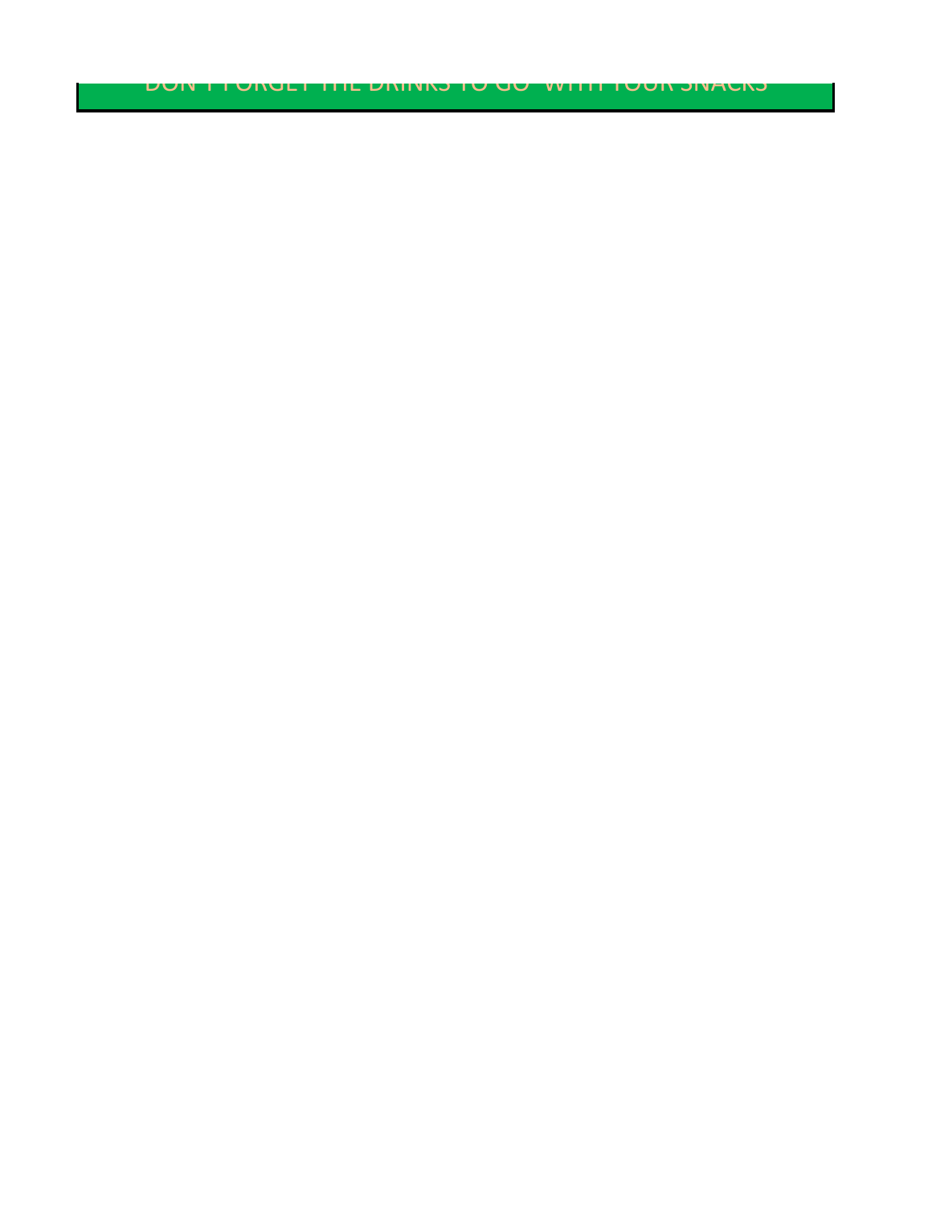DON'T FORGET THE DRINKS TO GO WITH YOUR SNACKS